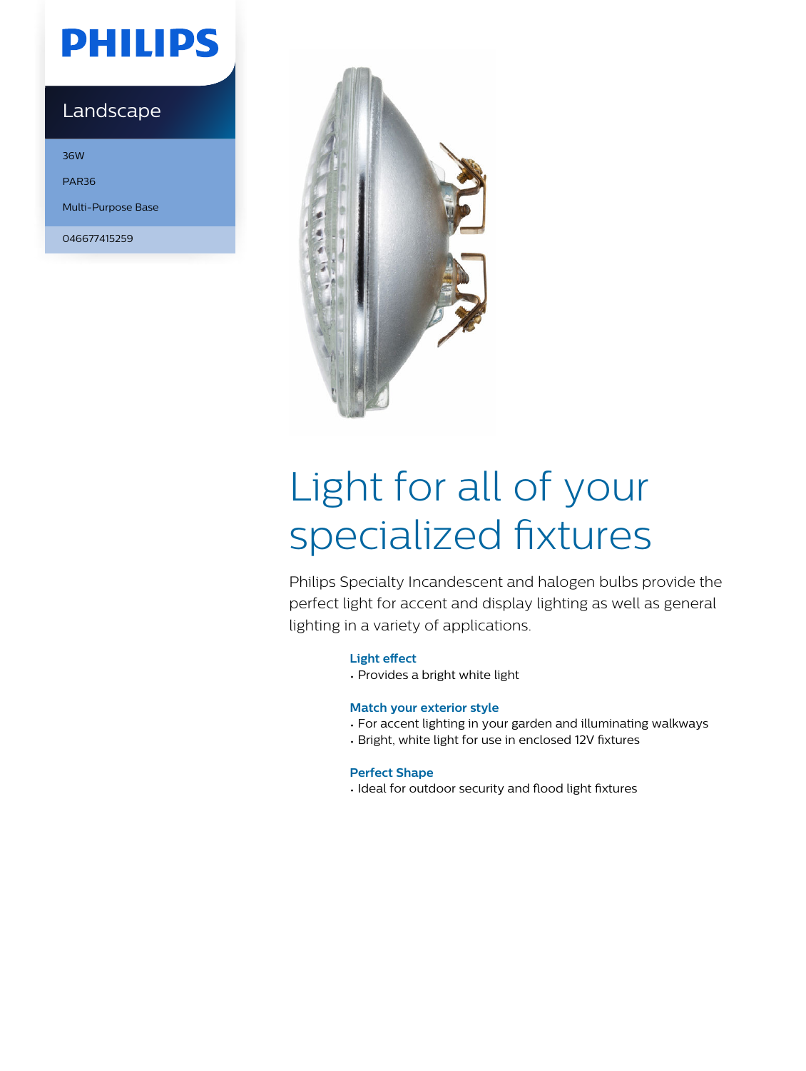PHILIPS

Landscape

36W

PAR36

Multi-Purpose Base

046677415259

# Light for all of your specialized fixtures

Philips Specialty Incandescent and halogen bulbs provide the perfect light for accent and display lighting as well as general lighting in a variety of applications.

### Light effect

- Provides a bright white light

### Match your exterior style

- For accent lighting in your garden and illuminating walkways
- Bright, white light for use in enclosed 12V fixtures

### Perfect Shape

- Ideal for outdoor security and flood light fixtures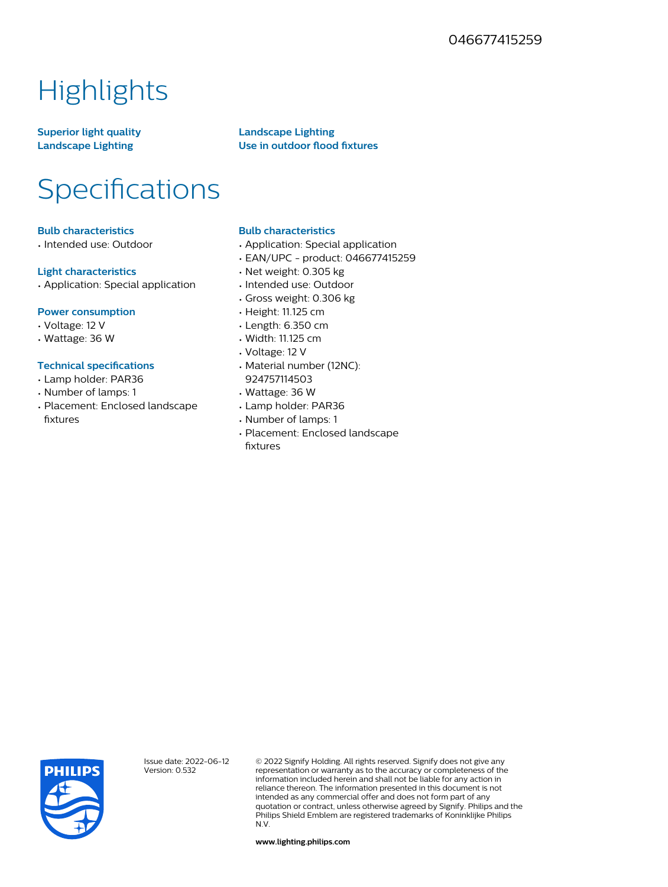046677415259

# Highlights

**Superior light quality**
**Landscape Lighting**

**Landscape Lighting**
**Use in outdoor flood fixtures**

# Specifications

### Bulb characteristics

- Intended use: Outdoor

### Light characteristics

- Application: Special application

### Power consumption

- Voltage: 12 V
- Wattage: 36 W

### Technical specifications

- Lamp holder: PAR36
- Number of lamps: 1
- Placement: Enclosed landscape fixtures

### Bulb characteristics

- Application: Special application
- EAN/UPC - product: 046677415259
- Net weight: 0.305 kg
- Intended use: Outdoor
- Gross weight: 0.306 kg
- Height: 11.125 cm
- Length: 6.350 cm
- Width: 11.125 cm
- Voltage: 12 V
- Material number (12NC): 924757114503
- Wattage: 36 W
- Lamp holder: PAR36
- Number of lamps: 1
- Placement: Enclosed landscape fixtures

Issue date: 2022-06-12
Version: 0.532

© 2022 Signify Holding. All rights reserved. Signify does not give any representation or warranty as to the accuracy or completeness of the information included herein and shall not be liable for any action in reliance thereon. The information presented in this document is not intended as any commercial offer and does not form part of any quotation or contract, unless otherwise agreed by Signify. Philips and the Philips Shield Emblem are registered trademarks of Koninklijke Philips N.V.

**www.lighting.philips.com**